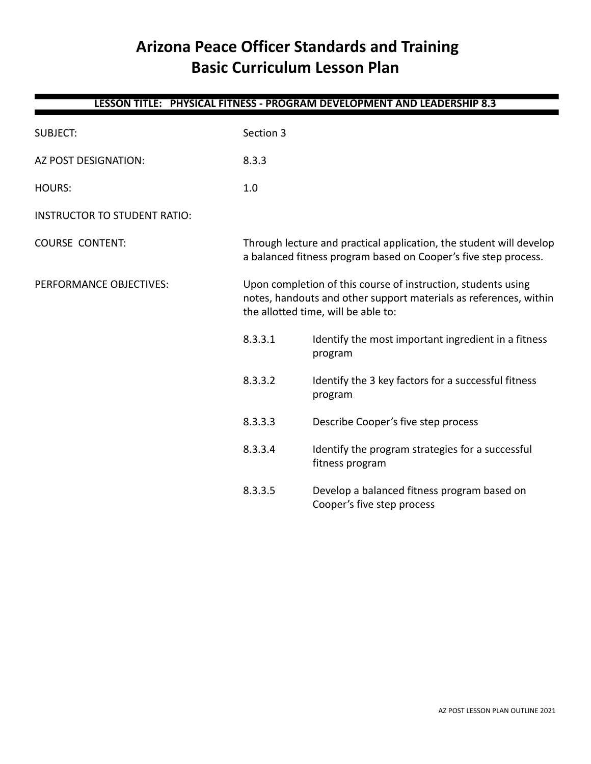# Arizona Peace Officer Standards and Training
# Basic Curriculum Lesson Plan

**LESSON TITLE: PHYSICAL FITNESS - PROGRAM DEVELOPMENT AND LEADERSHIP 8.3**

| | |
|---|---|
| SUBJECT: | Section 3 |
| AZ POST DESIGNATION: | 8.3.3 |
| HOURS: | 1.0 |
| INSTRUCTOR TO STUDENT RATIO: | |
| COURSE CONTENT: | Through lecture and practical application, the student will develop a balanced fitness program based on Cooper's five step process. |
| PERFORMANCE OBJECTIVES: | Upon completion of this course of instruction, students using notes, handouts and other support materials as references, within the allotted time, will be able to: |

- 8.3.3.1 Identify the most important ingredient in a fitness program
- 8.3.3.2 Identify the 3 key factors for a successful fitness program
- 8.3.3.3 Describe Cooper's five step process
- 8.3.3.4 Identify the program strategies for a successful fitness program
- 8.3.3.5 Develop a balanced fitness program based on Cooper's five step process

AZ POST LESSON PLAN OUTLINE 2021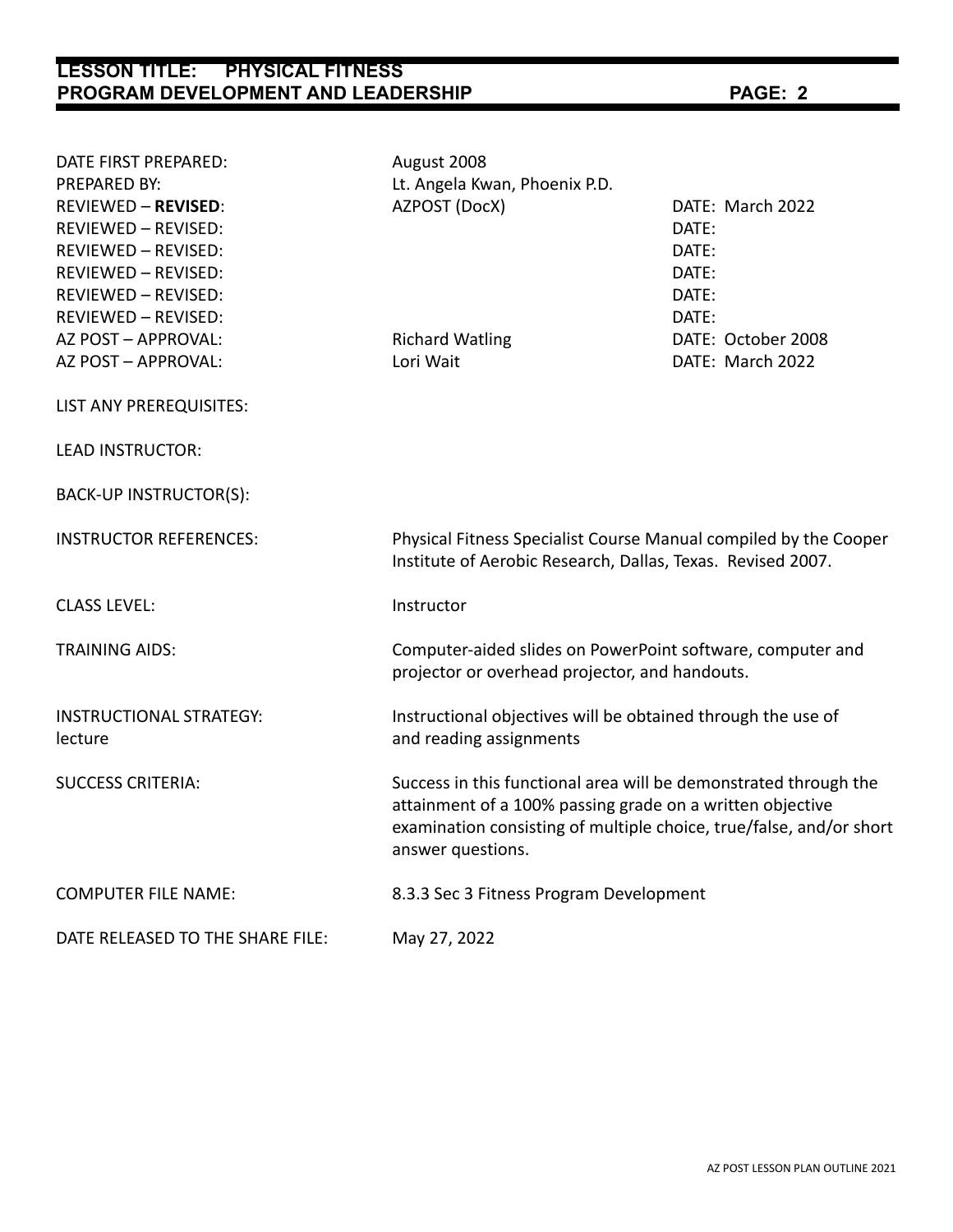| | | |
|---|---|---|
| DATE FIRST PREPARED: | August 2008 | |
| PREPARED BY: | Lt. Angela Kwan, Phoenix P.D. | |
| REVIEWED – **REVISED**: | AZPOST (DocX) | DATE: March 2022 |
| REVIEWED – REVISED: | | DATE: |
| REVIEWED – REVISED: | | DATE: |
| REVIEWED – REVISED: | | DATE: |
| REVIEWED – REVISED: | | DATE: |
| REVIEWED – REVISED: | | DATE: |
| AZ POST – APPROVAL: | Richard Watling | DATE: October 2008 |
| AZ POST – APPROVAL: | Lori Wait | DATE: March 2022 |

LIST ANY PREREQUISITES:

LEAD INSTRUCTOR:

BACK-UP INSTRUCTOR(S):

INSTRUCTOR REFERENCES: Physical Fitness Specialist Course Manual compiled by the Cooper Institute of Aerobic Research, Dallas, Texas. Revised 2007.

CLASS LEVEL: Instructor

TRAINING AIDS: Computer-aided slides on PowerPoint software, computer and projector or overhead projector, and handouts.

INSTRUCTIONAL STRATEGY: Instructional objectives will be obtained through the use of lecture and reading assignments

SUCCESS CRITERIA: Success in this functional area will be demonstrated through the attainment of a 100% passing grade on a written objective examination consisting of multiple choice, true/false, and/or short answer questions.

COMPUTER FILE NAME: 8.3.3 Sec 3 Fitness Program Development

DATE RELEASED TO THE SHARE FILE: May 27, 2022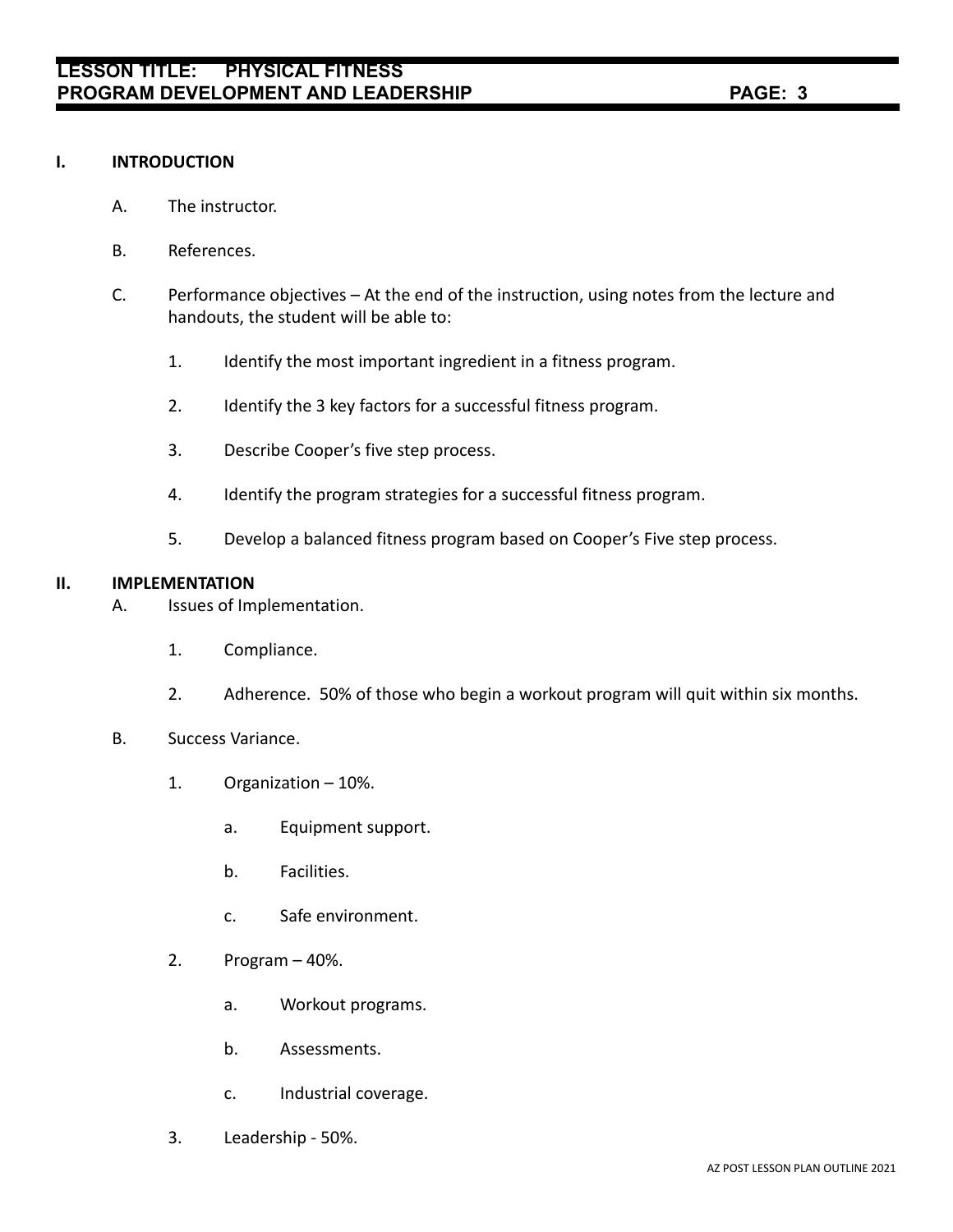## I. INTRODUCTION

A. The instructor.

B. References.

C. Performance objectives – At the end of the instruction, using notes from the lecture and handouts, the student will be able to:

1. Identify the most important ingredient in a fitness program.

2. Identify the 3 key factors for a successful fitness program.

3. Describe Cooper's five step process.

4. Identify the program strategies for a successful fitness program.

5. Develop a balanced fitness program based on Cooper's Five step process.

## II. IMPLEMENTATION

A. Issues of Implementation.

1. Compliance.

2. Adherence. 50% of those who begin a workout program will quit within six months.

B. Success Variance.

1. Organization – 10%.

    a. Equipment support.

    b. Facilities.

    c. Safe environment.

2. Program – 40%.

    a. Workout programs.

    b. Assessments.

    c. Industrial coverage.

3. Leadership - 50%.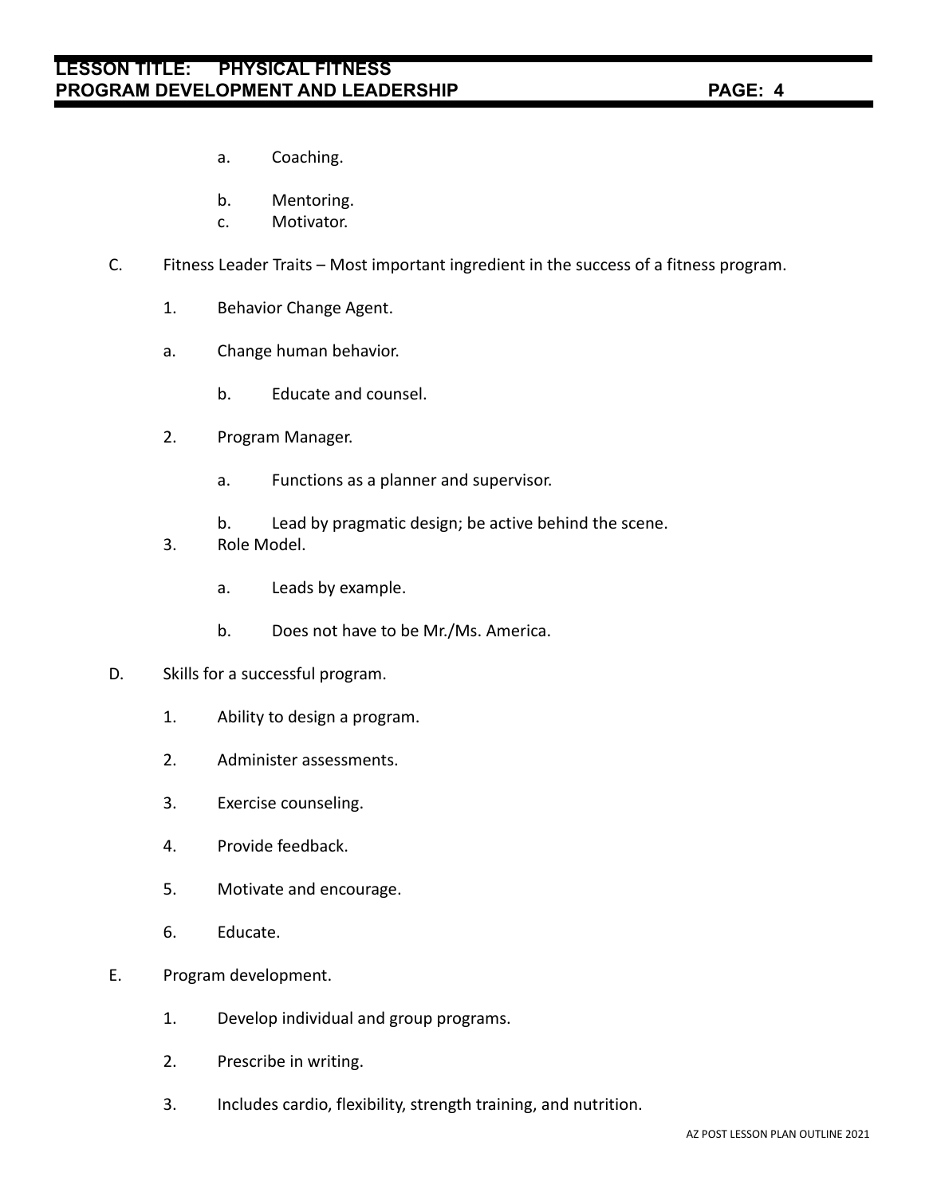a. Coaching.

b. Mentoring.

c. Motivator.

C. Fitness Leader Traits – Most important ingredient in the success of a fitness program.

1. Behavior Change Agent.

a. Change human behavior.

b. Educate and counsel.

2. Program Manager.

a. Functions as a planner and supervisor.

b. Lead by pragmatic design; be active behind the scene.

3. Role Model.

a. Leads by example.

b. Does not have to be Mr./Ms. America.

D. Skills for a successful program.

1. Ability to design a program.

2. Administer assessments.

3. Exercise counseling.

4. Provide feedback.

5. Motivate and encourage.

6. Educate.

E. Program development.

1. Develop individual and group programs.

2. Prescribe in writing.

3. Includes cardio, flexibility, strength training, and nutrition.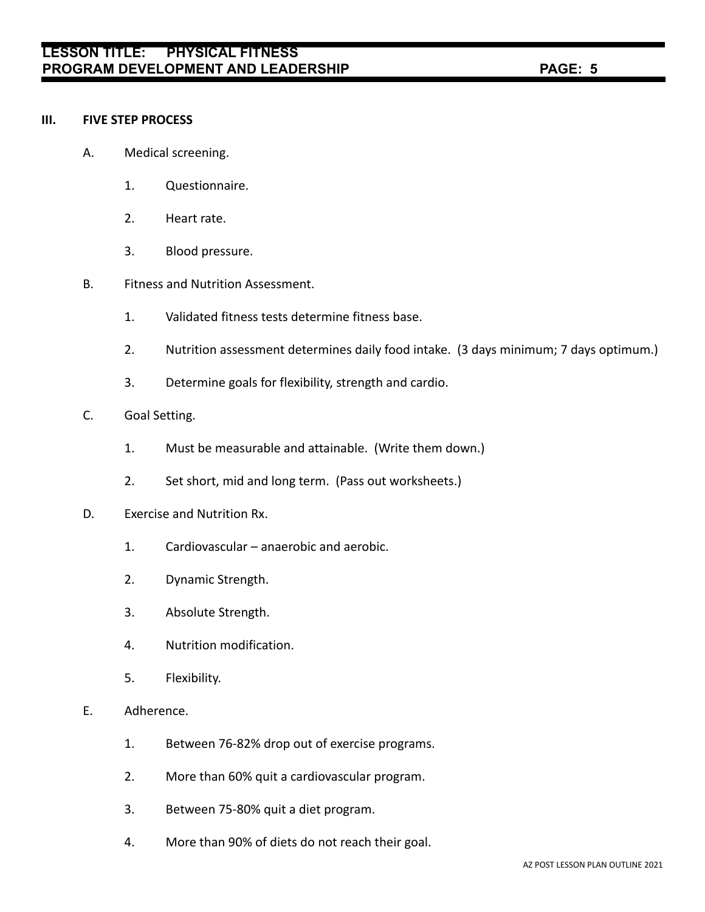## III. FIVE STEP PROCESS

A. Medical screening.

1. Questionnaire.

2. Heart rate.

3. Blood pressure.

B. Fitness and Nutrition Assessment.

1. Validated fitness tests determine fitness base.

2. Nutrition assessment determines daily food intake. (3 days minimum; 7 days optimum.)

3. Determine goals for flexibility, strength and cardio.

C. Goal Setting.

1. Must be measurable and attainable. (Write them down.)

2. Set short, mid and long term. (Pass out worksheets.)

D. Exercise and Nutrition Rx.

1. Cardiovascular – anaerobic and aerobic.

2. Dynamic Strength.

3. Absolute Strength.

4. Nutrition modification.

5. Flexibility.

E. Adherence.

1. Between 76-82% drop out of exercise programs.

2. More than 60% quit a cardiovascular program.

3. Between 75-80% quit a diet program.

4. More than 90% of diets do not reach their goal.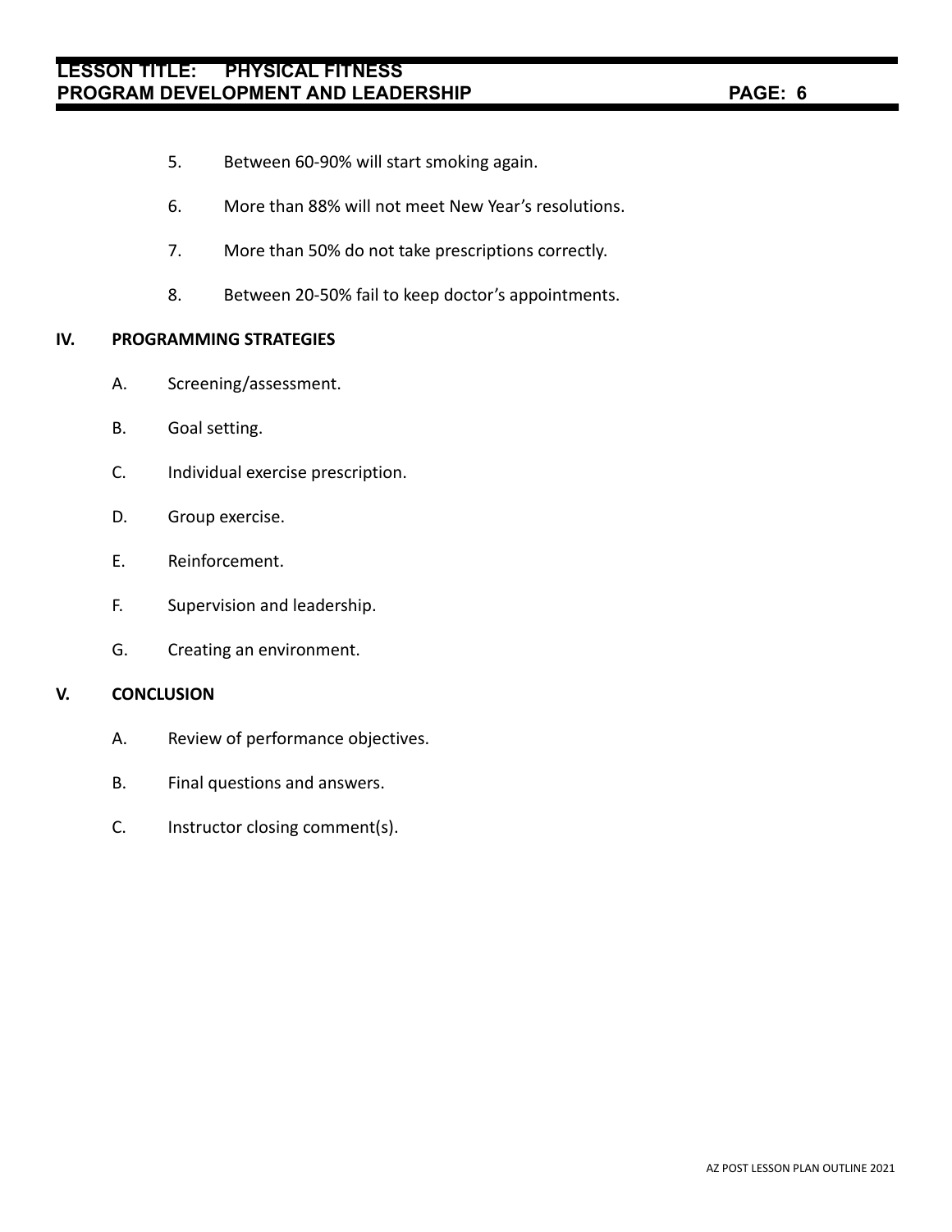5. Between 60-90% will start smoking again.

6. More than 88% will not meet New Year's resolutions.

7. More than 50% do not take prescriptions correctly.

8. Between 20-50% fail to keep doctor's appointments.

**IV. PROGRAMMING STRATEGIES**

A. Screening/assessment.

B. Goal setting.

C. Individual exercise prescription.

D. Group exercise.

E. Reinforcement.

F. Supervision and leadership.

G. Creating an environment.

**V. CONCLUSION**

A. Review of performance objectives.

B. Final questions and answers.

C. Instructor closing comment(s).